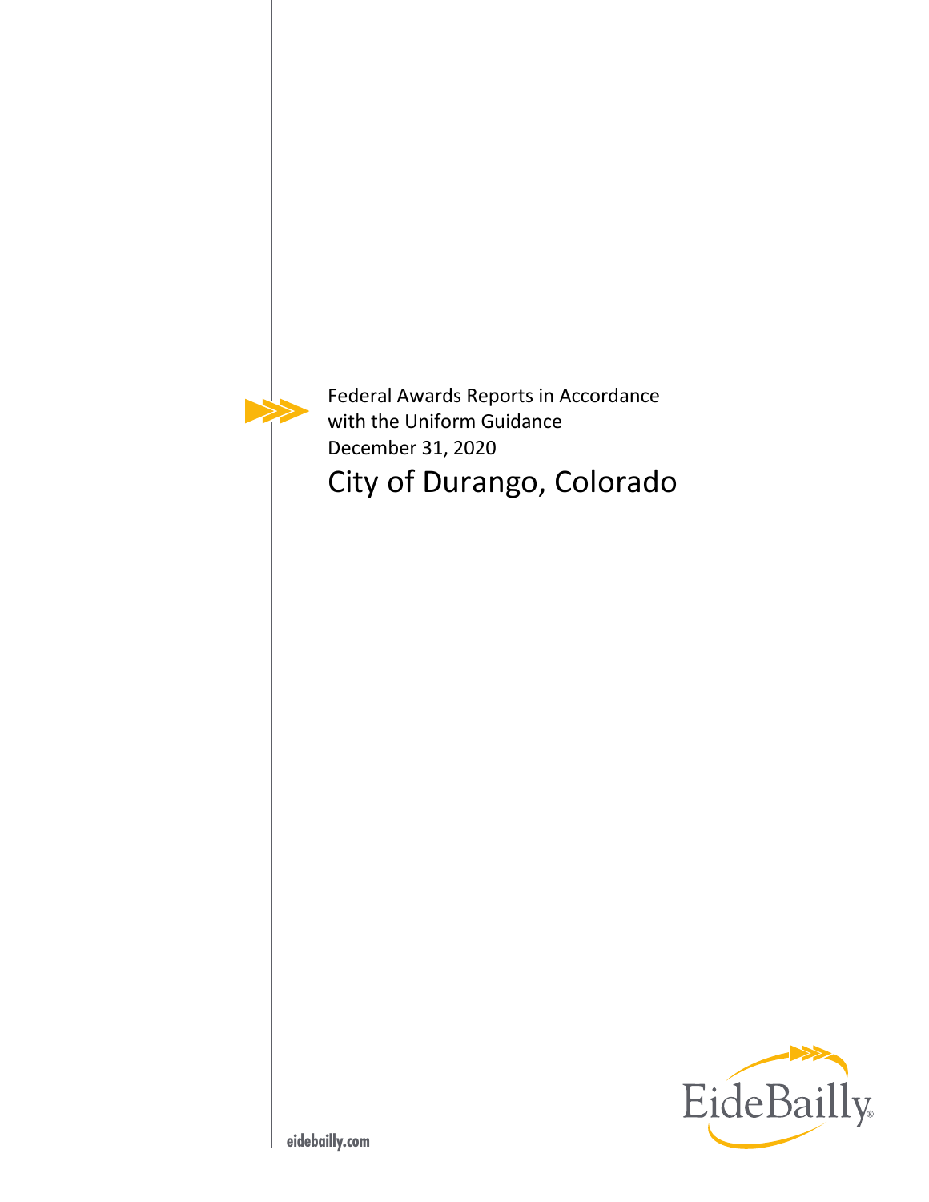Federal Awards Reports in Accordance with the Uniform Guidance

December 31, 2020

# City of Durango, Colorado

EideBailly

eidebailly.com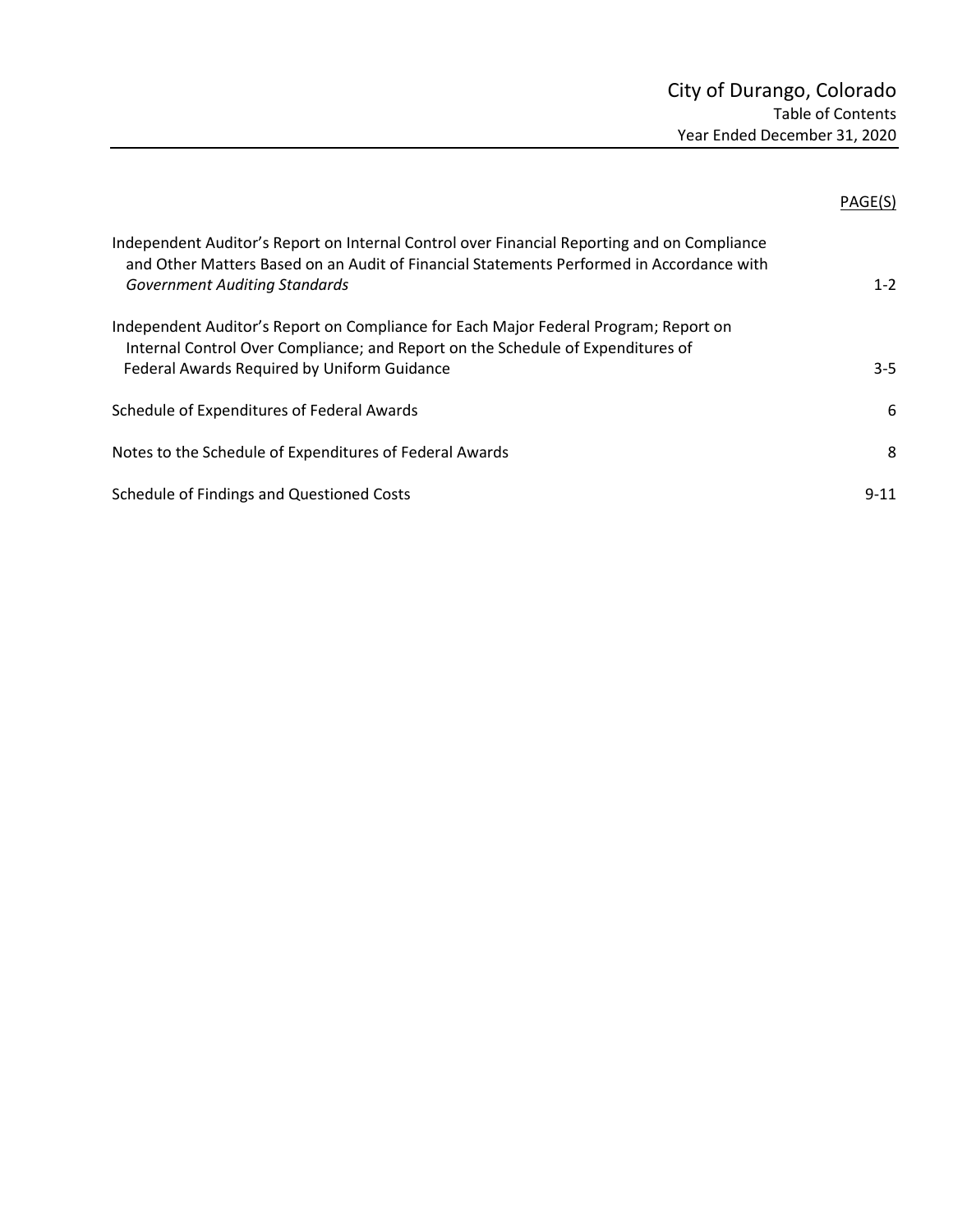# City of Durango, Colorado

Table of Contents

Year Ended December 31, 2020

| | PAGE(S) |
|---|---|
| Independent Auditor's Report on Internal Control over Financial Reporting and on Compliance and Other Matters Based on an Audit of Financial Statements Performed in Accordance with *Government Auditing Standards* | 1-2 |
| Independent Auditor's Report on Compliance for Each Major Federal Program; Report on Internal Control Over Compliance; and Report on the Schedule of Expenditures of Federal Awards Required by Uniform Guidance | 3-5 |
| Schedule of Expenditures of Federal Awards | 6 |
| Notes to the Schedule of Expenditures of Federal Awards | 8 |
| Schedule of Findings and Questioned Costs | 9-11 |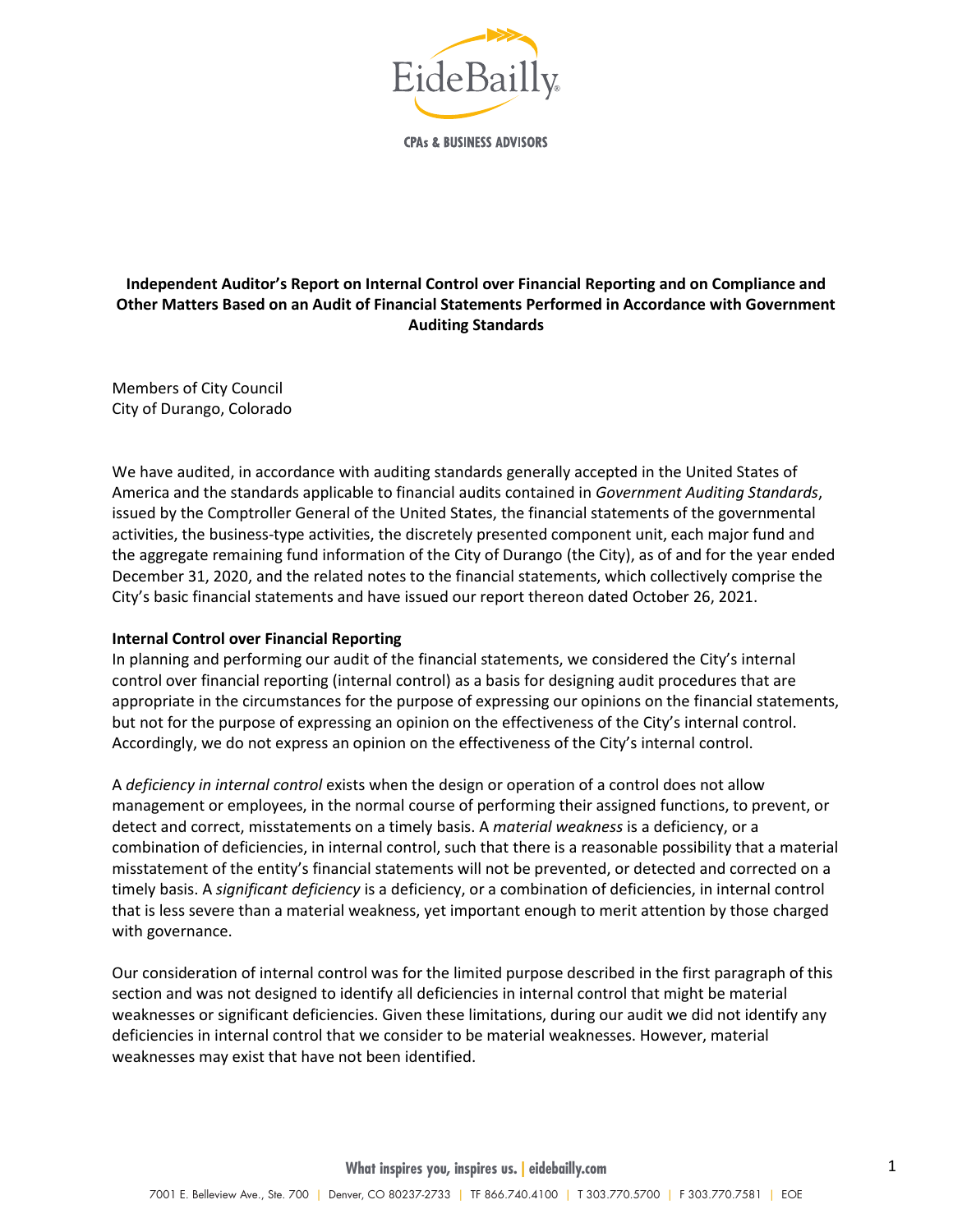**Independent Auditor's Report on Internal Control over Financial Reporting and on Compliance and Other Matters Based on an Audit of Financial Statements Performed in Accordance with Government Auditing Standards**

Members of City Council
City of Durango, Colorado

We have audited, in accordance with auditing standards generally accepted in the United States of America and the standards applicable to financial audits contained in *Government Auditing Standards*, issued by the Comptroller General of the United States, the financial statements of the governmental activities, the business-type activities, the discretely presented component unit, each major fund and the aggregate remaining fund information of the City of Durango (the City), as of and for the year ended December 31, 2020, and the related notes to the financial statements, which collectively comprise the City's basic financial statements and have issued our report thereon dated October 26, 2021.

**Internal Control over Financial Reporting**

In planning and performing our audit of the financial statements, we considered the City's internal control over financial reporting (internal control) as a basis for designing audit procedures that are appropriate in the circumstances for the purpose of expressing our opinions on the financial statements, but not for the purpose of expressing an opinion on the effectiveness of the City's internal control. Accordingly, we do not express an opinion on the effectiveness of the City's internal control.

A *deficiency in internal control* exists when the design or operation of a control does not allow management or employees, in the normal course of performing their assigned functions, to prevent, or detect and correct, misstatements on a timely basis. A *material weakness* is a deficiency, or a combination of deficiencies, in internal control, such that there is a reasonable possibility that a material misstatement of the entity's financial statements will not be prevented, or detected and corrected on a timely basis. A *significant deficiency* is a deficiency, or a combination of deficiencies, in internal control that is less severe than a material weakness, yet important enough to merit attention by those charged with governance.

Our consideration of internal control was for the limited purpose described in the first paragraph of this section and was not designed to identify all deficiencies in internal control that might be material weaknesses or significant deficiencies. Given these limitations, during our audit we did not identify any deficiencies in internal control that we consider to be material weaknesses. However, material weaknesses may exist that have not been identified.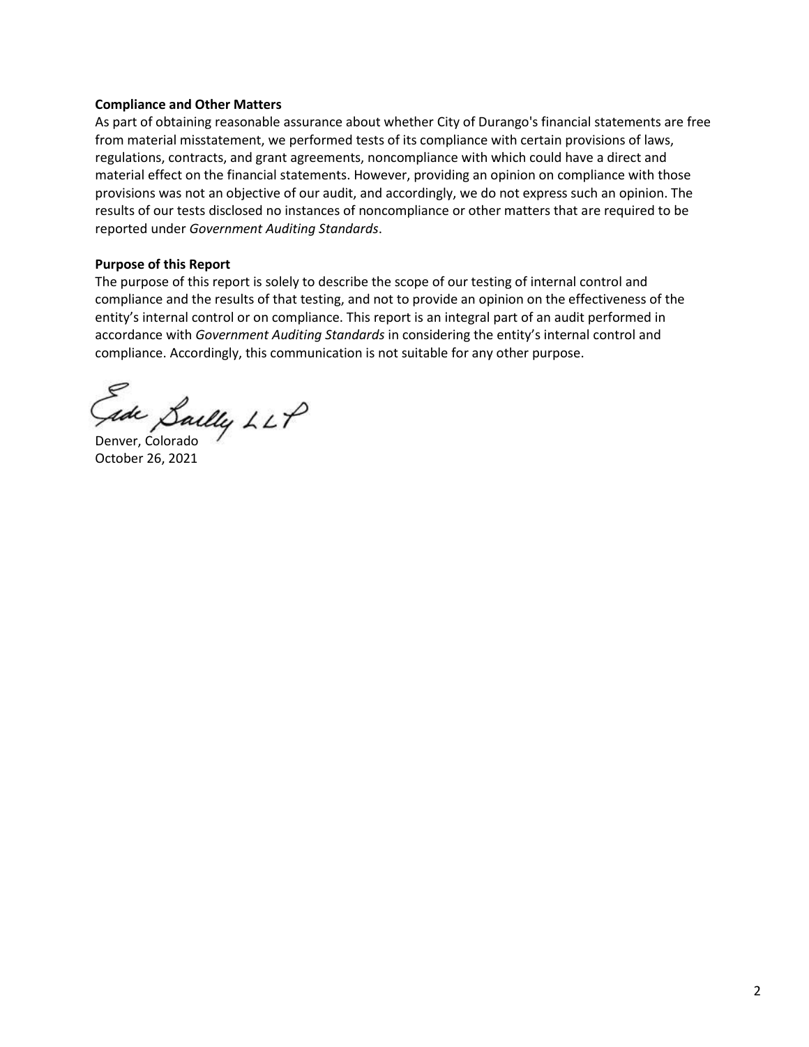**Compliance and Other Matters**

As part of obtaining reasonable assurance about whether City of Durango's financial statements are free from material misstatement, we performed tests of its compliance with certain provisions of laws, regulations, contracts, and grant agreements, noncompliance with which could have a direct and material effect on the financial statements. However, providing an opinion on compliance with those provisions was not an objective of our audit, and accordingly, we do not express such an opinion. The results of our tests disclosed no instances of noncompliance or other matters that are required to be reported under *Government Auditing Standards*.

**Purpose of this Report**

The purpose of this report is solely to describe the scope of our testing of internal control and compliance and the results of that testing, and not to provide an opinion on the effectiveness of the entity's internal control or on compliance. This report is an integral part of an audit performed in accordance with *Government Auditing Standards* in considering the entity's internal control and compliance. Accordingly, this communication is not suitable for any other purpose.

Eide Bailly LLP

Denver, Colorado
October 26, 2021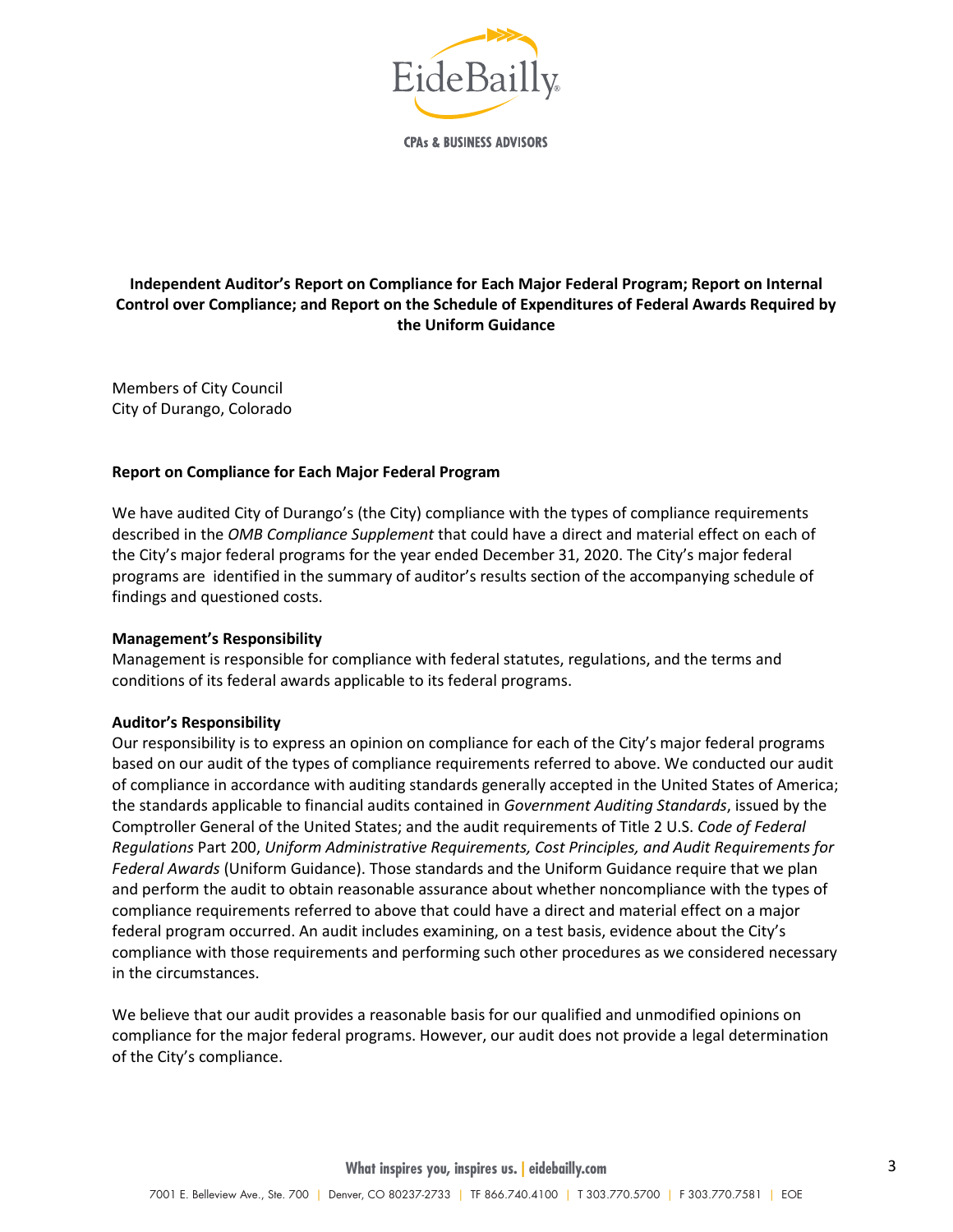**Independent Auditor's Report on Compliance for Each Major Federal Program; Report on Internal Control over Compliance; and Report on the Schedule of Expenditures of Federal Awards Required by the Uniform Guidance**

Members of City Council
City of Durango, Colorado

## Report on Compliance for Each Major Federal Program

We have audited City of Durango's (the City) compliance with the types of compliance requirements described in the *OMB Compliance Supplement* that could have a direct and material effect on each of the City's major federal programs for the year ended December 31, 2020. The City's major federal programs are identified in the summary of auditor's results section of the accompanying schedule of findings and questioned costs.

### Management's Responsibility

Management is responsible for compliance with federal statutes, regulations, and the terms and conditions of its federal awards applicable to its federal programs.

### Auditor's Responsibility

Our responsibility is to express an opinion on compliance for each of the City's major federal programs based on our audit of the types of compliance requirements referred to above. We conducted our audit of compliance in accordance with auditing standards generally accepted in the United States of America; the standards applicable to financial audits contained in *Government Auditing Standards*, issued by the Comptroller General of the United States; and the audit requirements of Title 2 U.S. *Code of Federal Regulations* Part 200, *Uniform Administrative Requirements, Cost Principles, and Audit Requirements for Federal Awards* (Uniform Guidance). Those standards and the Uniform Guidance require that we plan and perform the audit to obtain reasonable assurance about whether noncompliance with the types of compliance requirements referred to above that could have a direct and material effect on a major federal program occurred. An audit includes examining, on a test basis, evidence about the City's compliance with those requirements and performing such other procedures as we considered necessary in the circumstances.

We believe that our audit provides a reasonable basis for our qualified and unmodified opinions on compliance for the major federal programs. However, our audit does not provide a legal determination of the City's compliance.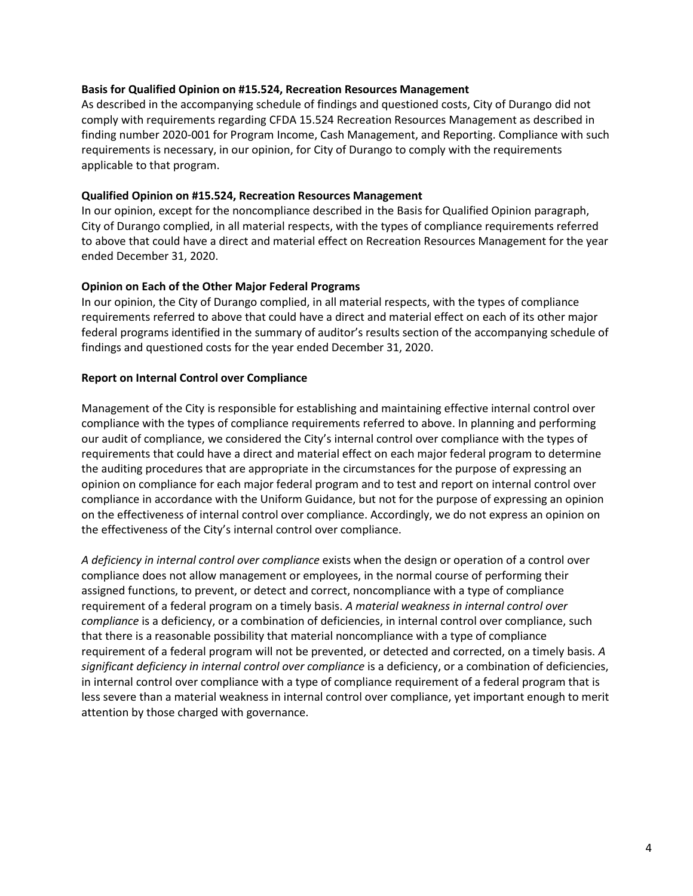**Basis for Qualified Opinion on #15.524, Recreation Resources Management**

As described in the accompanying schedule of findings and questioned costs, City of Durango did not comply with requirements regarding CFDA 15.524 Recreation Resources Management as described in finding number 2020-001 for Program Income, Cash Management, and Reporting. Compliance with such requirements is necessary, in our opinion, for City of Durango to comply with the requirements applicable to that program.

**Qualified Opinion on #15.524, Recreation Resources Management**

In our opinion, except for the noncompliance described in the Basis for Qualified Opinion paragraph, City of Durango complied, in all material respects, with the types of compliance requirements referred to above that could have a direct and material effect on Recreation Resources Management for the year ended December 31, 2020.

**Opinion on Each of the Other Major Federal Programs**

In our opinion, the City of Durango complied, in all material respects, with the types of compliance requirements referred to above that could have a direct and material effect on each of its other major federal programs identified in the summary of auditor's results section of the accompanying schedule of findings and questioned costs for the year ended December 31, 2020.

**Report on Internal Control over Compliance**

Management of the City is responsible for establishing and maintaining effective internal control over compliance with the types of compliance requirements referred to above. In planning and performing our audit of compliance, we considered the City's internal control over compliance with the types of requirements that could have a direct and material effect on each major federal program to determine the auditing procedures that are appropriate in the circumstances for the purpose of expressing an opinion on compliance for each major federal program and to test and report on internal control over compliance in accordance with the Uniform Guidance, but not for the purpose of expressing an opinion on the effectiveness of internal control over compliance. Accordingly, we do not express an opinion on the effectiveness of the City's internal control over compliance.

*A deficiency in internal control over compliance* exists when the design or operation of a control over compliance does not allow management or employees, in the normal course of performing their assigned functions, to prevent, or detect and correct, noncompliance with a type of compliance requirement of a federal program on a timely basis. *A material weakness in internal control over compliance* is a deficiency, or a combination of deficiencies, in internal control over compliance, such that there is a reasonable possibility that material noncompliance with a type of compliance requirement of a federal program will not be prevented, or detected and corrected, on a timely basis. *A significant deficiency in internal control over compliance* is a deficiency, or a combination of deficiencies, in internal control over compliance with a type of compliance requirement of a federal program that is less severe than a material weakness in internal control over compliance, yet important enough to merit attention by those charged with governance.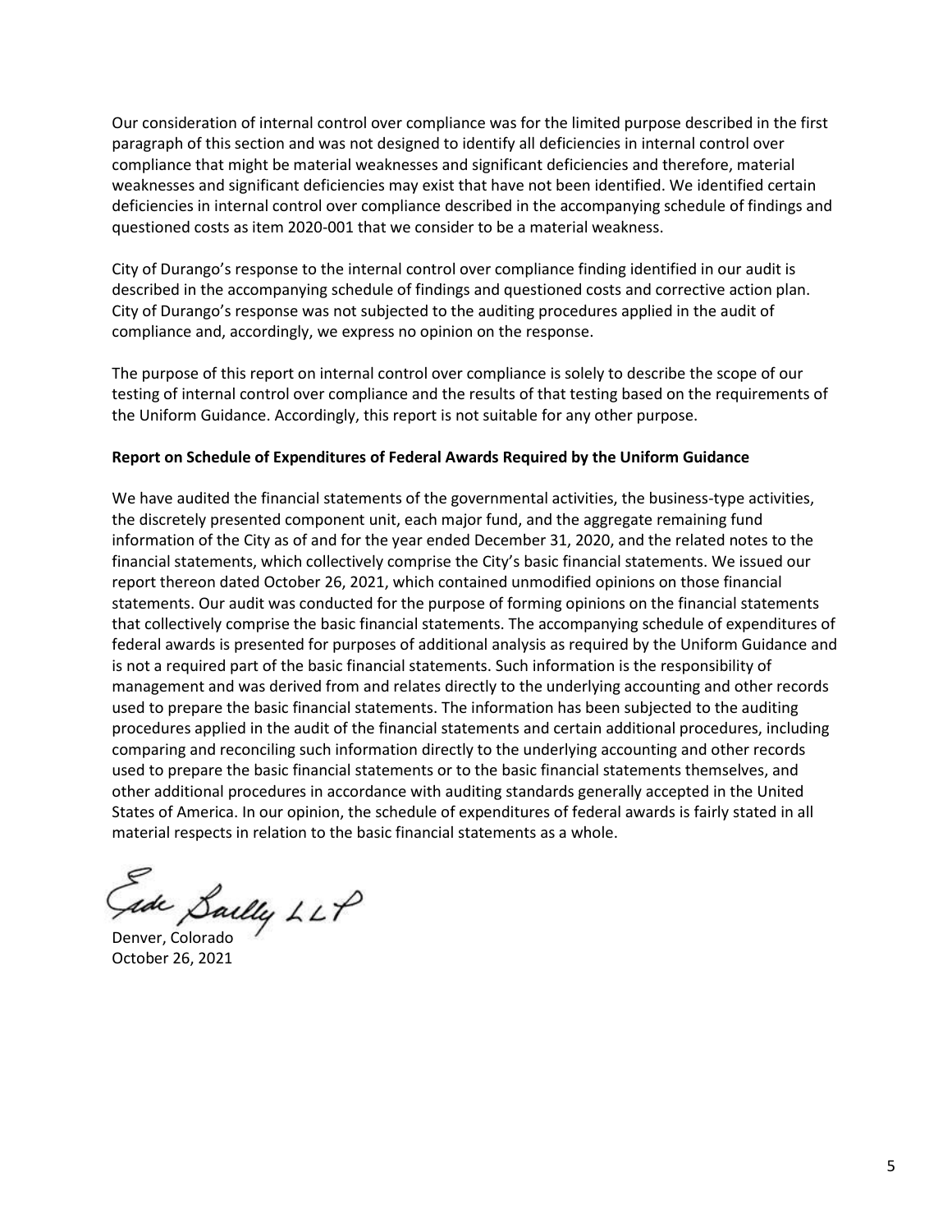Our consideration of internal control over compliance was for the limited purpose described in the first paragraph of this section and was not designed to identify all deficiencies in internal control over compliance that might be material weaknesses and significant deficiencies and therefore, material weaknesses and significant deficiencies may exist that have not been identified. We identified certain deficiencies in internal control over compliance described in the accompanying schedule of findings and questioned costs as item 2020-001 that we consider to be a material weakness.

City of Durango's response to the internal control over compliance finding identified in our audit is described in the accompanying schedule of findings and questioned costs and corrective action plan. City of Durango's response was not subjected to the auditing procedures applied in the audit of compliance and, accordingly, we express no opinion on the response.

The purpose of this report on internal control over compliance is solely to describe the scope of our testing of internal control over compliance and the results of that testing based on the requirements of the Uniform Guidance. Accordingly, this report is not suitable for any other purpose.

**Report on Schedule of Expenditures of Federal Awards Required by the Uniform Guidance**

We have audited the financial statements of the governmental activities, the business-type activities, the discretely presented component unit, each major fund, and the aggregate remaining fund information of the City as of and for the year ended December 31, 2020, and the related notes to the financial statements, which collectively comprise the City's basic financial statements. We issued our report thereon dated October 26, 2021, which contained unmodified opinions on those financial statements. Our audit was conducted for the purpose of forming opinions on the financial statements that collectively comprise the basic financial statements. The accompanying schedule of expenditures of federal awards is presented for purposes of additional analysis as required by the Uniform Guidance and is not a required part of the basic financial statements. Such information is the responsibility of management and was derived from and relates directly to the underlying accounting and other records used to prepare the basic financial statements. The information has been subjected to the auditing procedures applied in the audit of the financial statements and certain additional procedures, including comparing and reconciling such information directly to the underlying accounting and other records used to prepare the basic financial statements or to the basic financial statements themselves, and other additional procedures in accordance with auditing standards generally accepted in the United States of America. In our opinion, the schedule of expenditures of federal awards is fairly stated in all material respects in relation to the basic financial statements as a whole.

Eide Bailly LLP

Denver, Colorado
October 26, 2021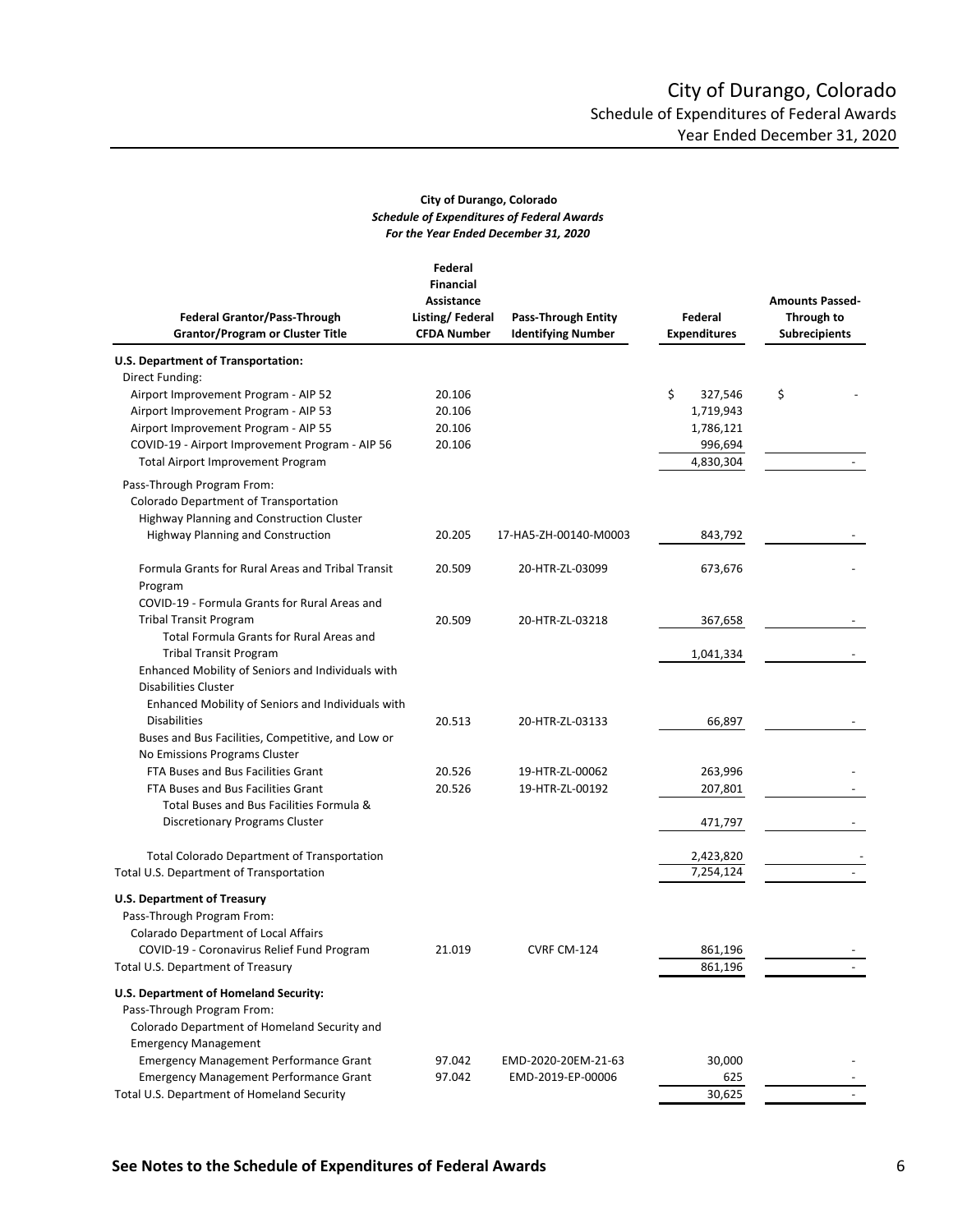# City of Durango, Colorado

## Schedule of Expenditures of Federal Awards

## Year Ended December 31, 2020

**City of Durango, Colorado**
***Schedule of Expenditures of Federal Awards***
***For the Year Ended December 31, 2020***

| Federal Grantor/Pass-Through Grantor/Program or Cluster Title | Federal Financial Assistance Listing/ Federal CFDA Number | Pass-Through Entity Identifying Number | Federal Expenditures | Amounts Passed-Through to Subrecipients |
|---|---|---|---|---|
| **U.S. Department of Transportation:** | | | | |
| Direct Funding: | | | | |
| Airport Improvement Program - AIP 52 | 20.106 | | $ 327,546 | $ - |
| Airport Improvement Program - AIP 53 | 20.106 | | 1,719,943 | |
| Airport Improvement Program - AIP 55 | 20.106 | | 1,786,121 | |
| COVID-19 - Airport Improvement Program - AIP 56 | 20.106 | | 996,694 | |
| Total Airport Improvement Program | | | 4,830,304 | - |
| Pass-Through Program From: | | | | |
| Colorado Department of Transportation | | | | |
| Highway Planning and Construction Cluster | | | | |
| Highway Planning and Construction | 20.205 | 17-HA5-ZH-00140-M0003 | 843,792 | - |
| Formula Grants for Rural Areas and Tribal Transit Program | 20.509 | 20-HTR-ZL-03099 | 673,676 | - |
| COVID-19 - Formula Grants for Rural Areas and Tribal Transit Program | 20.509 | 20-HTR-ZL-03218 | 367,658 | - |
| Total Formula Grants for Rural Areas and Tribal Transit Program | | | 1,041,334 | - |
| Enhanced Mobility of Seniors and Individuals with Disabilities Cluster | | | | |
| Enhanced Mobility of Seniors and Individuals with Disabilities | 20.513 | 20-HTR-ZL-03133 | 66,897 | - |
| Buses and Bus Facilities, Competitive, and Low or No Emissions Programs Cluster | | | | |
| FTA Buses and Bus Facilities Grant | 20.526 | 19-HTR-ZL-00062 | 263,996 | - |
| FTA Buses and Bus Facilities Grant | 20.526 | 19-HTR-ZL-00192 | 207,801 | - |
| Total Buses and Bus Facilities Formula & Discretionary Programs Cluster | | | 471,797 | - |
| Total Colorado Department of Transportation | | | 2,423,820 | - |
| Total U.S. Department of Transportation | | | 7,254,124 | - |
| **U.S. Department of Treasury** | | | | |
| Pass-Through Program From: | | | | |
| Colarado Department of Local Affairs | | | | |
| COVID-19 - Coronavirus Relief Fund Program | 21.019 | CVRF CM-124 | 861,196 | - |
| Total U.S. Department of Treasury | | | 861,196 | - |
| **U.S. Department of Homeland Security:** | | | | |
| Pass-Through Program From: | | | | |
| Colorado Department of Homeland Security and Emergency Management | | | | |
| Emergency Management Performance Grant | 97.042 | EMD-2020-20EM-21-63 | 30,000 | - |
| Emergency Management Performance Grant | 97.042 | EMD-2019-EP-00006 | 625 | - |
| Total U.S. Department of Homeland Security | | | 30,625 | - |

**See Notes to the Schedule of Expenditures of Federal Awards**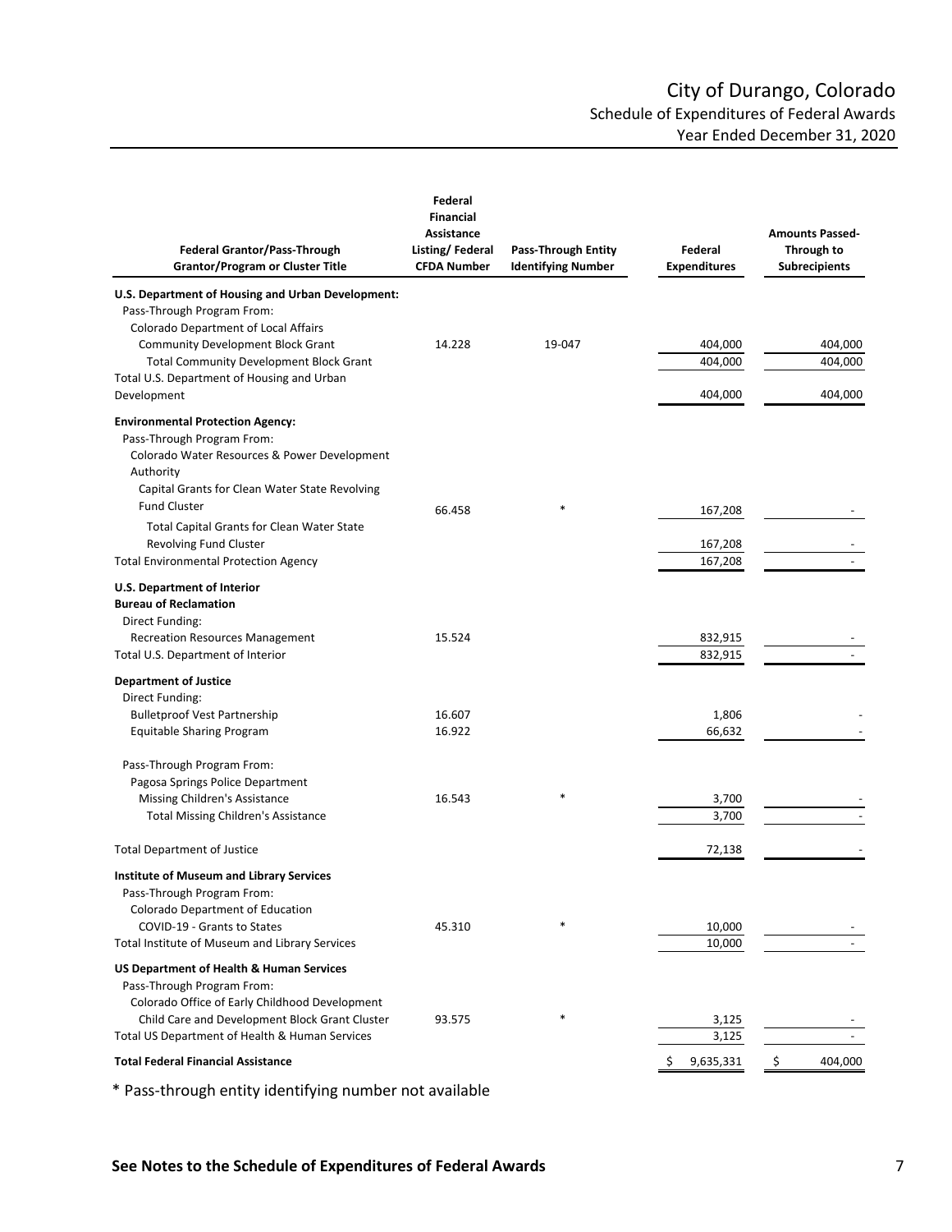# City of Durango, Colorado

## Schedule of Expenditures of Federal Awards

### Year Ended December 31, 2020

| Federal Grantor/Pass-Through Grantor/Program or Cluster Title | Federal Financial Assistance Listing/ Federal CFDA Number | Pass-Through Entity Identifying Number | Federal Expenditures | Amounts Passed-Through to Subrecipients |
|---|---|---|---|---|
| **U.S. Department of Housing and Urban Development:** | | | | |
| Pass-Through Program From: | | | | |
| Colorado Department of Local Affairs | | | | |
| Community Development Block Grant | 14.228 | 19-047 | 404,000 | 404,000 |
| Total Community Development Block Grant | | | 404,000 | 404,000 |
| Total U.S. Department of Housing and Urban Development | | | 404,000 | 404,000 |
| **Environmental Protection Agency:** | | | | |
| Pass-Through Program From: | | | | |
| Colorado Water Resources & Power Development Authority | | | | |
| Capital Grants for Clean Water State Revolving Fund Cluster | 66.458 | * | 167,208 | - |
| Total Capital Grants for Clean Water State Revolving Fund Cluster | | | 167,208 | - |
| Total Environmental Protection Agency | | | 167,208 | - |
| **U.S. Department of Interior** | | | | |
| **Bureau of Reclamation** | | | | |
| Direct Funding: | | | | |
| Recreation Resources Management | 15.524 | | 832,915 | - |
| Total U.S. Department of Interior | | | 832,915 | - |
| **Department of Justice** | | | | |
| Direct Funding: | | | | |
| Bulletproof Vest Partnership | 16.607 | | 1,806 | - |
| Equitable Sharing Program | 16.922 | | 66,632 | - |
| Pass-Through Program From: | | | | |
| Pagosa Springs Police Department | | | | |
| Missing Children's Assistance | 16.543 | * | 3,700 | - |
| Total Missing Children's Assistance | | | 3,700 | - |
| Total Department of Justice | | | 72,138 | - |
| **Institute of Museum and Library Services** | | | | |
| Pass-Through Program From: | | | | |
| Colorado Department of Education | | | | |
| COVID-19 - Grants to States | 45.310 | * | 10,000 | - |
| Total Institute of Museum and Library Services | | | 10,000 | - |
| **US Department of Health & Human Services** | | | | |
| Pass-Through Program From: | | | | |
| Colorado Office of Early Childhood Development | | | | |
| Child Care and Development Block Grant Cluster | 93.575 | * | 3,125 | - |
| Total US Department of Health & Human Services | | | 3,125 | - |
| **Total Federal Financial Assistance** | | | $ 9,635,331 | $ 404,000 |

\* Pass-through entity identifying number not available

**See Notes to the Schedule of Expenditures of Federal Awards**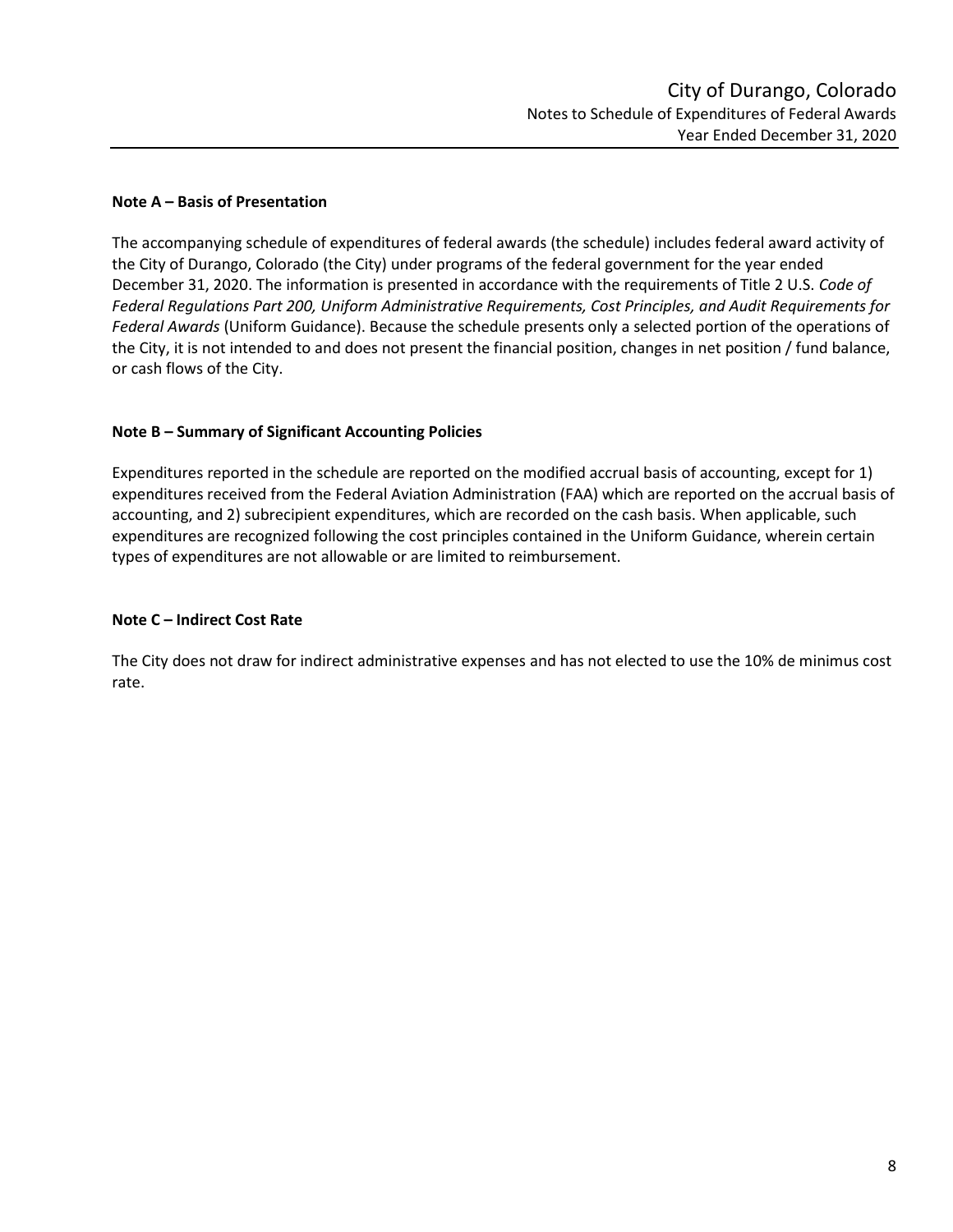# City of Durango, Colorado

## Notes to Schedule of Expenditures of Federal Awards

### Year Ended December 31, 2020

**Note A – Basis of Presentation**

The accompanying schedule of expenditures of federal awards (the schedule) includes federal award activity of the City of Durango, Colorado (the City) under programs of the federal government for the year ended December 31, 2020. The information is presented in accordance with the requirements of Title 2 U.S. *Code of Federal Regulations Part 200, Uniform Administrative Requirements, Cost Principles, and Audit Requirements for Federal Awards* (Uniform Guidance). Because the schedule presents only a selected portion of the operations of the City, it is not intended to and does not present the financial position, changes in net position / fund balance, or cash flows of the City.

**Note B – Summary of Significant Accounting Policies**

Expenditures reported in the schedule are reported on the modified accrual basis of accounting, except for 1) expenditures received from the Federal Aviation Administration (FAA) which are reported on the accrual basis of accounting, and 2) subrecipient expenditures, which are recorded on the cash basis. When applicable, such expenditures are recognized following the cost principles contained in the Uniform Guidance, wherein certain types of expenditures are not allowable or are limited to reimbursement.

**Note C – Indirect Cost Rate**

The City does not draw for indirect administrative expenses and has not elected to use the 10% de minimus cost rate.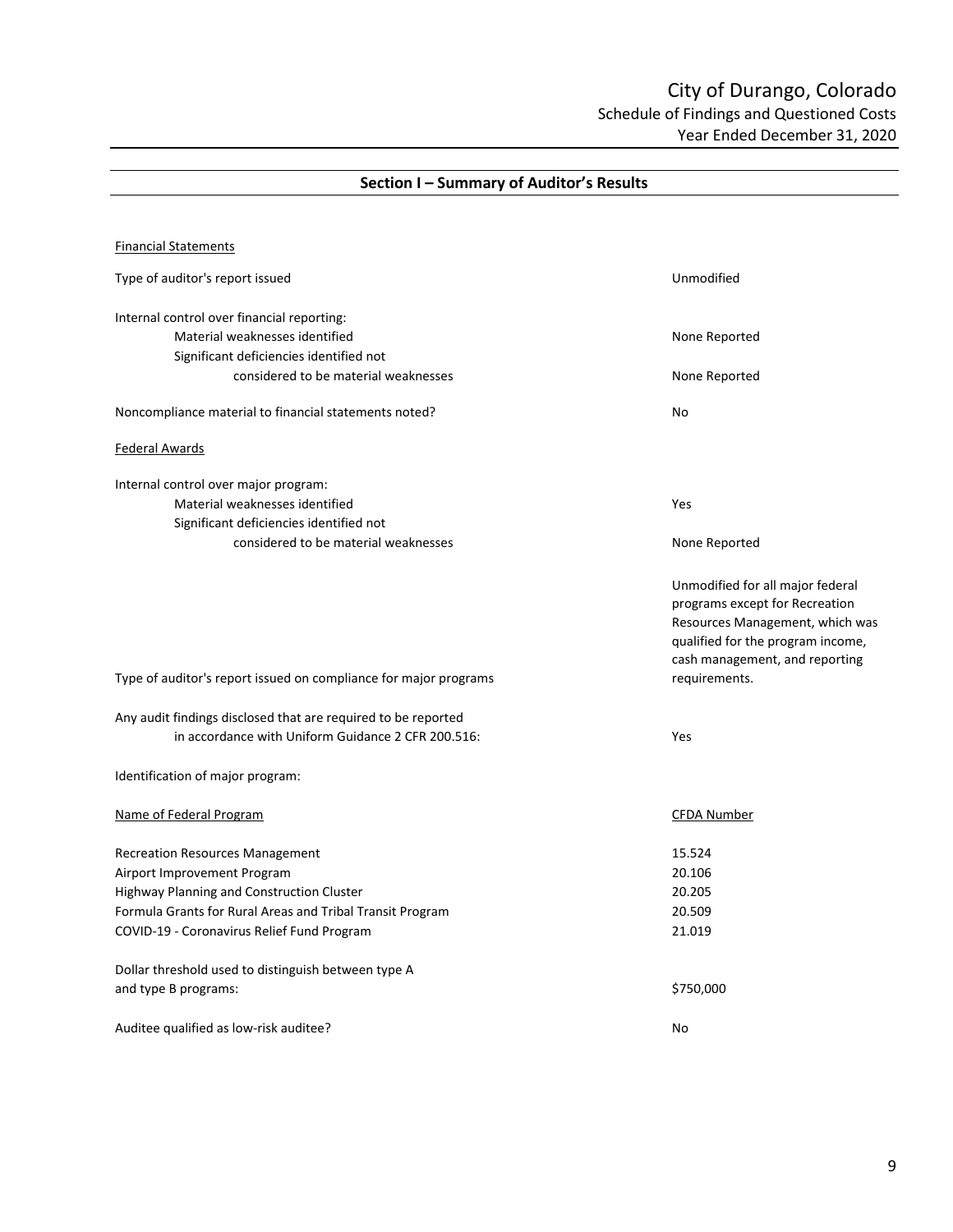# City of Durango, Colorado

## Schedule of Findings and Questioned Costs

### Year Ended December 31, 2020

## Section I – Summary of Auditor's Results

Financial Statements

| | |
|---|---|
| Type of auditor's report issued | Unmodified |
| Internal control over financial reporting: | |
| Material weaknesses identified | None Reported |
| Significant deficiencies identified not considered to be material weaknesses | None Reported |
| Noncompliance material to financial statements noted? | No |

Federal Awards

| | |
|---|---|
| Internal control over major program: | |
| Material weaknesses identified | Yes |
| Significant deficiencies identified not considered to be material weaknesses | None Reported |
| Type of auditor's report issued on compliance for major programs | Unmodified for all major federal programs except for Recreation Resources Management, which was qualified for the program income, cash management, and reporting requirements. |
| Any audit findings disclosed that are required to be reported in accordance with Uniform Guidance 2 CFR 200.516: | Yes |

Identification of major program:

| Name of Federal Program | CFDA Number |
|---|---|
| Recreation Resources Management | 15.524 |
| Airport Improvement Program | 20.106 |
| Highway Planning and Construction Cluster | 20.205 |
| Formula Grants for Rural Areas and Tribal Transit Program | 20.509 |
| COVID-19 - Coronavirus Relief Fund Program | 21.019 |

| | |
|---|---|
| Dollar threshold used to distinguish between type A and type B programs: | $750,000 |
| Auditee qualified as low-risk auditee? | No |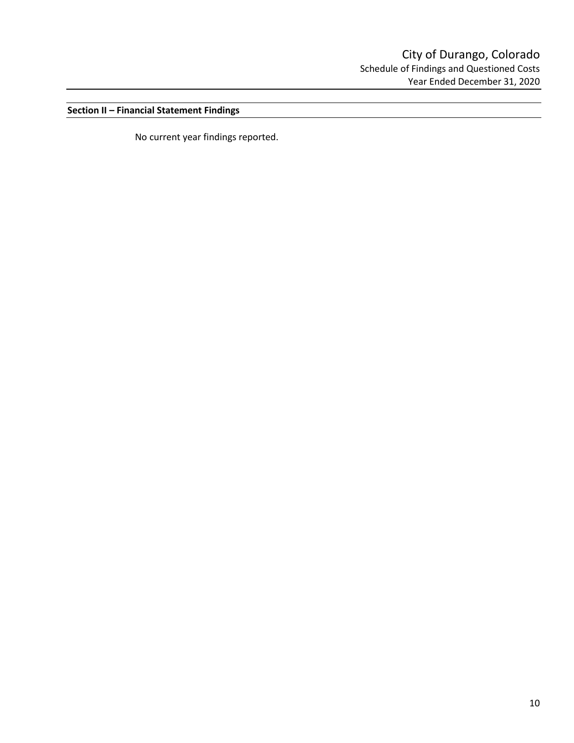City of Durango, Colorado
Schedule of Findings and Questioned Costs
Year Ended December 31, 2020

## Section II – Financial Statement Findings

No current year findings reported.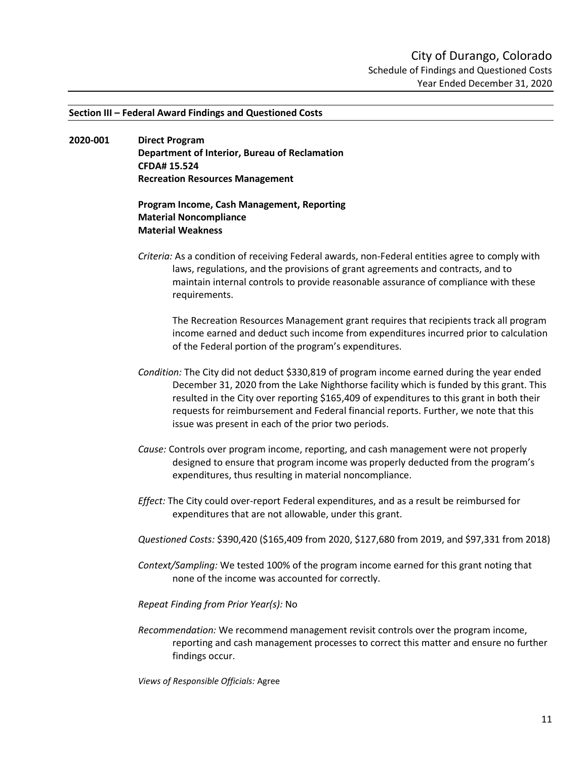## Section III – Federal Award Findings and Questioned Costs

**2020-001 Direct Program**
**Department of Interior, Bureau of Reclamation**
**CFDA# 15.524**
**Recreation Resources Management**

**Program Income, Cash Management, Reporting**
**Material Noncompliance**
**Material Weakness**

*Criteria:* As a condition of receiving Federal awards, non-Federal entities agree to comply with laws, regulations, and the provisions of grant agreements and contracts, and to maintain internal controls to provide reasonable assurance of compliance with these requirements.

The Recreation Resources Management grant requires that recipients track all program income earned and deduct such income from expenditures incurred prior to calculation of the Federal portion of the program's expenditures.

*Condition:* The City did not deduct $330,819 of program income earned during the year ended December 31, 2020 from the Lake Nighthorse facility which is funded by this grant. This resulted in the City over reporting $165,409 of expenditures to this grant in both their requests for reimbursement and Federal financial reports. Further, we note that this issue was present in each of the prior two periods.

*Cause:* Controls over program income, reporting, and cash management were not properly designed to ensure that program income was properly deducted from the program's expenditures, thus resulting in material noncompliance.

*Effect:* The City could over-report Federal expenditures, and as a result be reimbursed for expenditures that are not allowable, under this grant.

*Questioned Costs:* $390,420 ($165,409 from 2020, $127,680 from 2019, and $97,331 from 2018)

*Context/Sampling:* We tested 100% of the program income earned for this grant noting that none of the income was accounted for correctly.

*Repeat Finding from Prior Year(s):* No

*Recommendation:* We recommend management revisit controls over the program income, reporting and cash management processes to correct this matter and ensure no further findings occur.

*Views of Responsible Officials:* Agree